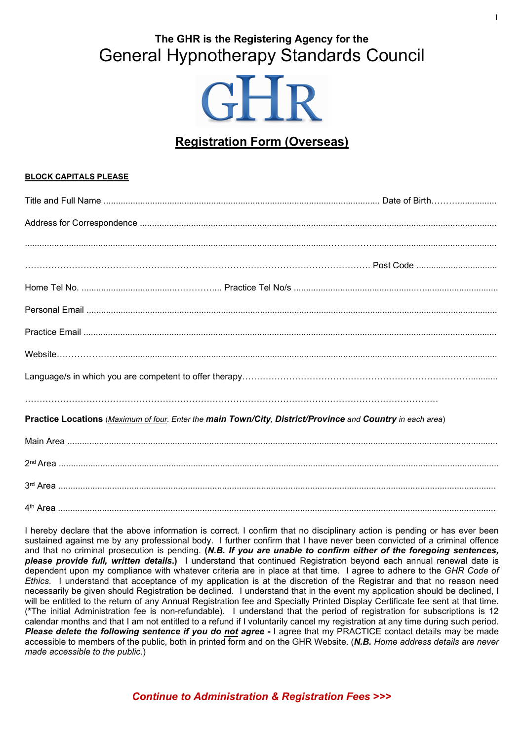### The GHR is the Registering Agency for the

# General Hypnotherapy Standards Council

GHR

## Registration Form (Overseas)

**BLOCK CAPITALS PLEASE**

Title and Full Name ................................................................................................................ Date of Birth.……….................

Address for Correspondence ...............................................................................................................................................

...............................................................................................................................................................................................

…………………………………………………………………………………………………………. Post Code .................................

Home Tel No. ........................................………….... Practice Tel No/s .................................................…...............................

Personal Email .......................................................................................................................................................................

Practice Email ........................................................................................................................................................................

Website……………….........................................................................................................................................................

Language/s in which you are competent to offer therapy……………………………………………………………………...........

…………………………………………………………………………………………………………………………

**Practice Locations** (*Maximum of four. Enter the **main Town/City**, **District/Province** and **Country** in each area*)

Main Area ..............................................................................................................................................................................

2nd Area ...............................................................................................................................................................................

3rd Area ...............................................................................................................................................................................

4th Area ...............................................................................................................................................................................

I hereby declare that the above information is correct. I confirm that no disciplinary action is pending or has ever been sustained against me by any professional body. I further confirm that I have never been convicted of a criminal offence and that no criminal prosecution is pending. **(*N.B. If you are unable to confirm either of the foregoing sentences, please provide full, written details.*)** I understand that continued Registration beyond each annual renewal date is dependent upon my compliance with whatever criteria are in place at that time. I agree to adhere to the *GHR Code of Ethics*. I understand that acceptance of my application is at the discretion of the Registrar and that no reason need necessarily be given should Registration be declined. I understand that in the event my application should be declined, I will be entitled to the return of any Annual Registration fee and Specially Printed Display Certificate fee sent at that time. (*The initial Administration fee is non-refundable). I understand that the period of registration for subscriptions is 12 calendar months and that I am not entitled to a refund if I voluntarily cancel my registration at any time during such period. ***Please delete the following sentence if you do not agree -*** I agree that my PRACTICE contact details may be made accessible to members of the public, both in printed form and on the GHR Website. (***N.B.** Home address details are never made accessible to the public.*)

***Continue to Administration & Registration Fees >>>***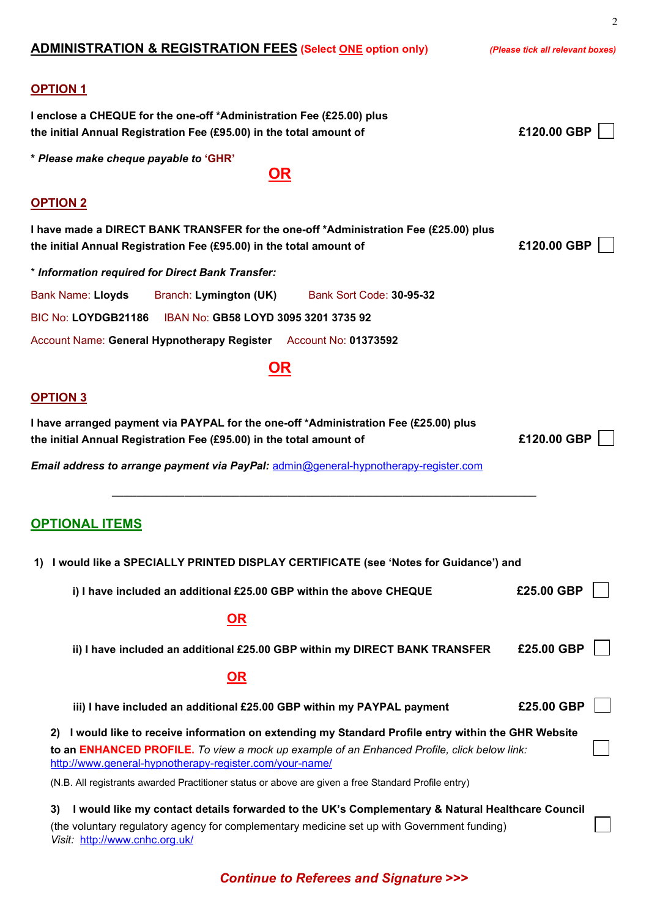## ADMINISTRATION & REGISTRATION FEES (Select ONE option only)

*(Please tick all relevant boxes)*

### OPTION 1

**I enclose a CHEQUE for the one-off *Administration Fee (£25.00) plus the initial Annual Registration Fee (£95.00) in the total amount of** **£120.00 GBP** ☐

** Please make cheque payable to 'GHR'***

**OR**

### OPTION 2

**I have made a DIRECT BANK TRANSFER for the one-off *Administration Fee (£25.00) plus the initial Annual Registration Fee (£95.00) in the total amount of** **£120.00 GBP** ☐

** Information required for Direct Bank Transfer:***

Bank Name: **Lloyds** Branch: **Lymington (UK)** Bank Sort Code: **30-95-32**

BIC No: **LOYDGB21186** IBAN No: **GB58 LOYD 3095 3201 3735 92**

Account Name: **General Hypnotherapy Register** Account No: **01373592**

**OR**

### OPTION 3

**I have arranged payment via PAYPAL for the one-off *Administration Fee (£25.00) plus the initial Annual Registration Fee (£95.00) in the total amount of** **£120.00 GBP** ☐

***Email address to arrange payment via PayPal:*** admin@general-hypnotherapy-register.com

---

## OPTIONAL ITEMS

1) **I would like a SPECIALLY PRINTED DISPLAY CERTIFICATE (see 'Notes for Guidance') and**

   i) **I have included an additional £25.00 GBP within the above CHEQUE** **£25.00 GBP** ☐

   **OR**

   ii) **I have included an additional £25.00 GBP within my DIRECT BANK TRANSFER** **£25.00 GBP** ☐

   **OR**

   iii) **I have included an additional £25.00 GBP within my PAYPAL payment** **£25.00 GBP** ☐

2) **I would like to receive information on extending my Standard Profile entry within the GHR Website to an ENHANCED PROFILE.** *To view a mock up example of an Enhanced Profile, click below link:* http://www.general-hypnotherapy-register.com/your-name/ ☐

   (N.B. All registrants awarded Practitioner status or above are given a free Standard Profile entry)

3) **I would like my contact details forwarded to the UK's Complementary & Natural Healthcare Council** (the voluntary regulatory agency for complementary medicine set up with Government funding) *Visit:* http://www.cnhc.org.uk/ ☐

***Continue to Referees and Signature >>>***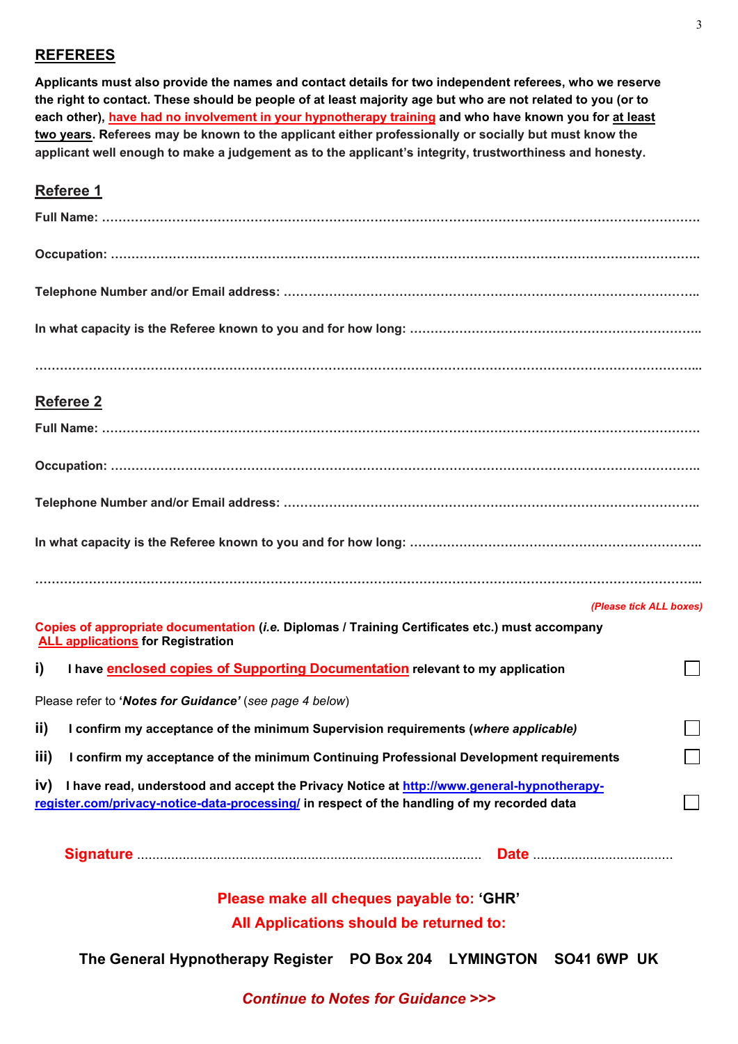## REFEREES

**Applicants must also provide the names and contact details for two independent referees, who we reserve the right to contact. These should be people of at least majority age but who are not related to you (or to each other), have had no involvement in your hypnotherapy training and who have known you for at least two years. Referees may be known to the applicant either professionally or socially but must know the applicant well enough to make a judgement as to the applicant's integrity, trustworthiness and honesty.**

### Referee 1

**Full Name:** ……………………………………………………………………………………………………………………

**Occupation:** …………………………………………………………………………………………………………………..

**Telephone Number and/or Email address:** ……………………………………………………………………………………..

**In what capacity is the Referee known to you and for how long:** …………………………………………………………..

……………………………………………………………………………………………………………………………………...

### Referee 2

**Full Name:** ……………………………………………………………………………………………………………………

**Occupation:** …………………………………………………………………………………………………………………..

**Telephone Number and/or Email address:** ……………………………………………………………………………………..

**In what capacity is the Referee known to you and for how long:** …………………………………………………………..

……………………………………………………………………………………………………………………………………...

***(Please tick ALL boxes)***

**Copies of appropriate documentation (*i.e.* Diplomas / Training Certificates etc.) must accompany ALL applications for Registration**

**i)** **I have enclosed copies of Supporting Documentation relevant to my application** ☐

Please refer to ***'Notes for Guidance'*** (*see page 4 below*)

**ii)** **I confirm my acceptance of the minimum Supervision requirements (*where applicable)*** ☐

**iii)** **I confirm my acceptance of the minimum Continuing Professional Development requirements** ☐

**iv)** **I have read, understood and accept the Privacy Notice at http://www.general-hypnotherapy-register.com/privacy-notice-data-processing/ in respect of the handling of my recorded data** ☐

**Signature** ………………………………………………………………………………… **Date** ………………………………

**Please make all cheques payable to: 'GHR'**

**All Applications should be returned to:**

**The General Hypnotherapy Register PO Box 204 LYMINGTON SO41 6WP UK**

***Continue to Notes for Guidance >>>***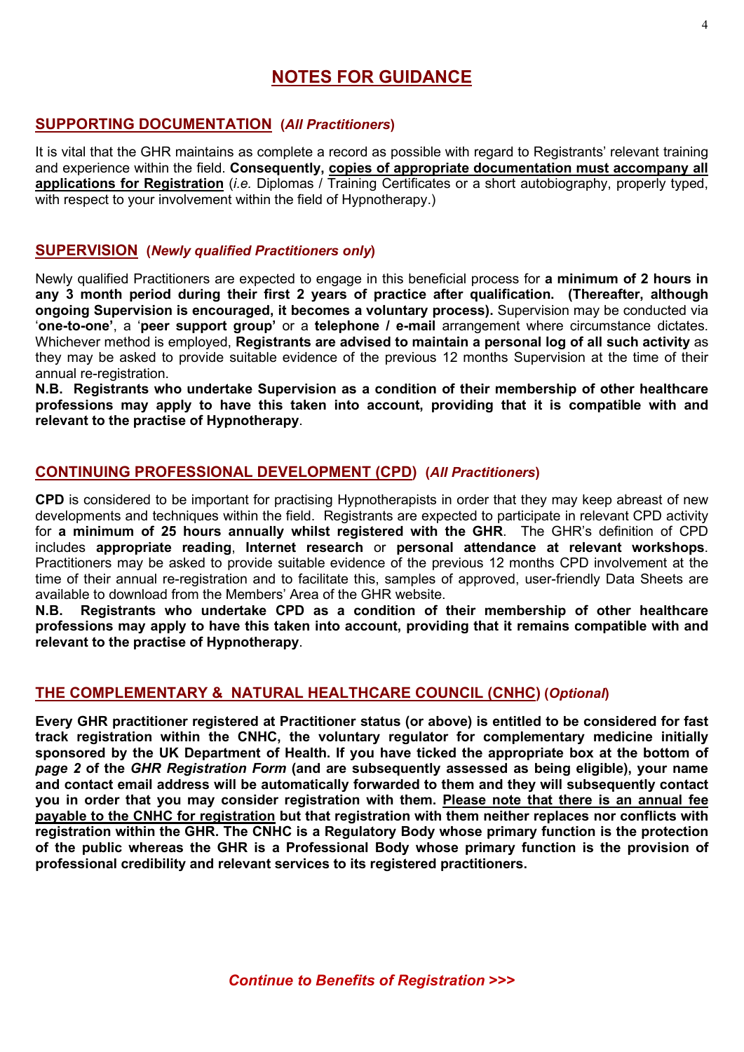# NOTES FOR GUIDANCE

## SUPPORTING DOCUMENTATION (*All Practitioners*)

It is vital that the GHR maintains as complete a record as possible with regard to Registrants' relevant training and experience within the field. **Consequently, copies of appropriate documentation must accompany all applications for Registration** (*i.e.* Diplomas / Training Certificates or a short autobiography, properly typed, with respect to your involvement within the field of Hypnotherapy.)

## SUPERVISION (*Newly qualified Practitioners only*)

Newly qualified Practitioners are expected to engage in this beneficial process for **a minimum of 2 hours in any 3 month period during their first 2 years of practice after qualification. (Thereafter, although ongoing Supervision is encouraged, it becomes a voluntary process).** Supervision may be conducted via '**one-to-one'**, a '**peer support group'** or a **telephone / e-mail** arrangement where circumstance dictates. Whichever method is employed, **Registrants are advised to maintain a personal log of all such activity** as they may be asked to provide suitable evidence of the previous 12 months Supervision at the time of their annual re-registration.

**N.B. Registrants who undertake Supervision as a condition of their membership of other healthcare professions may apply to have this taken into account, providing that it is compatible with and relevant to the practise of Hypnotherapy**.

## CONTINUING PROFESSIONAL DEVELOPMENT (CPD) (*All Practitioners*)

**CPD** is considered to be important for practising Hypnotherapists in order that they may keep abreast of new developments and techniques within the field. Registrants are expected to participate in relevant CPD activity for **a minimum of 25 hours annually whilst registered with the GHR**. The GHR's definition of CPD includes **appropriate reading**, **Internet research** or **personal attendance at relevant workshops**. Practitioners may be asked to provide suitable evidence of the previous 12 months CPD involvement at the time of their annual re-registration and to facilitate this, samples of approved, user-friendly Data Sheets are available to download from the Members' Area of the GHR website.

**N.B. Registrants who undertake CPD as a condition of their membership of other healthcare professions may apply to have this taken into account, providing that it remains compatible with and relevant to the practise of Hypnotherapy**.

## THE COMPLEMENTARY & NATURAL HEALTHCARE COUNCIL (CNHC) (*Optional*)

**Every GHR practitioner registered at Practitioner status (or above) is entitled to be considered for fast track registration within the CNHC, the voluntary regulator for complementary medicine initially sponsored by the UK Department of Health. If you have ticked the appropriate box at the bottom of *page 2* of the *GHR Registration Form* (and are subsequently assessed as being eligible), your name and contact email address will be automatically forwarded to them and they will subsequently contact you in order that you may consider registration with them. Please note that there is an annual fee payable to the CNHC for registration but that registration with them neither replaces nor conflicts with registration within the GHR. The CNHC is a Regulatory Body whose primary function is the protection of the public whereas the GHR is a Professional Body whose primary function is the provision of professional credibility and relevant services to its registered practitioners.**

***Continue to Benefits of Registration >>>***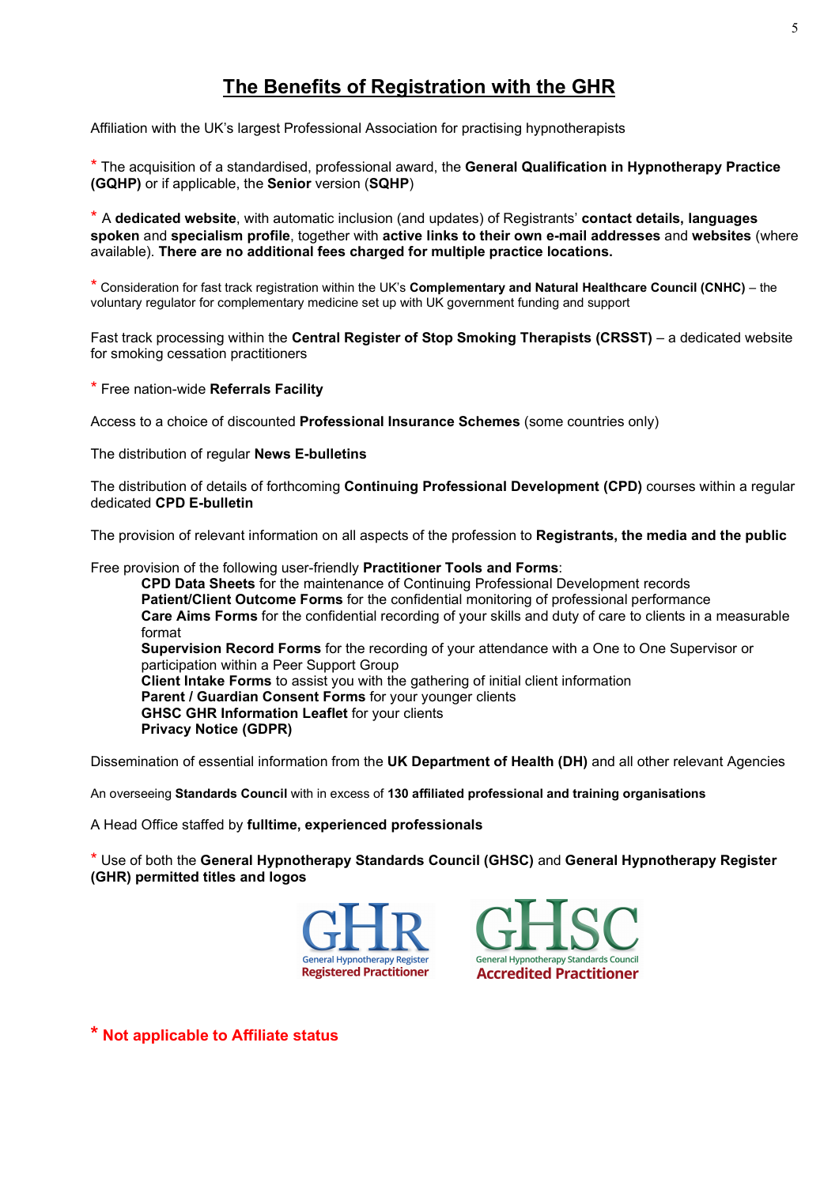# The Benefits of Registration with the GHR

Affiliation with the UK's largest Professional Association for practising hypnotherapists

* The acquisition of a standardised, professional award, the **General Qualification in Hypnotherapy Practice (GQHP)** or if applicable, the **Senior** version (**SQHP**)

* A **dedicated website**, with automatic inclusion (and updates) of Registrants' **contact details, languages spoken** and **specialism profile**, together with **active links to their own e-mail addresses** and **websites** (where available). **There are no additional fees charged for multiple practice locations.**

* Consideration for fast track registration within the UK's **Complementary and Natural Healthcare Council (CNHC)** – the voluntary regulator for complementary medicine set up with UK government funding and support

Fast track processing within the **Central Register of Stop Smoking Therapists (CRSST)** – a dedicated website for smoking cessation practitioners

* Free nation-wide **Referrals Facility**

Access to a choice of discounted **Professional Insurance Schemes** (some countries only)

The distribution of regular **News E-bulletins**

The distribution of details of forthcoming **Continuing Professional Development (CPD)** courses within a regular dedicated **CPD E-bulletin**

The provision of relevant information on all aspects of the profession to **Registrants, the media and the public**

Free provision of the following user-friendly **Practitioner Tools and Forms**:

- **CPD Data Sheets** for the maintenance of Continuing Professional Development records
- **Patient/Client Outcome Forms** for the confidential monitoring of professional performance
- **Care Aims Forms** for the confidential recording of your skills and duty of care to clients in a measurable format
- **Supervision Record Forms** for the recording of your attendance with a One to One Supervisor or participation within a Peer Support Group
- **Client Intake Forms** to assist you with the gathering of initial client information
- **Parent / Guardian Consent Forms** for your younger clients
- **GHSC GHR Information Leaflet** for your clients
- **Privacy Notice (GDPR)**

Dissemination of essential information from the **UK Department of Health (DH)** and all other relevant Agencies

An overseeing **Standards Council** with in excess of **130 affiliated professional and training organisations**

A Head Office staffed by **fulltime, experienced professionals**

* Use of both the **General Hypnotherapy Standards Council (GHSC)** and **General Hypnotherapy Register (GHR) permitted titles and logos**

GHR
General Hypnotherapy Register
Registered Practitioner

GHSC
General Hypnotherapy Standards Council
Accredited Practitioner

**\* Not applicable to Affiliate status**